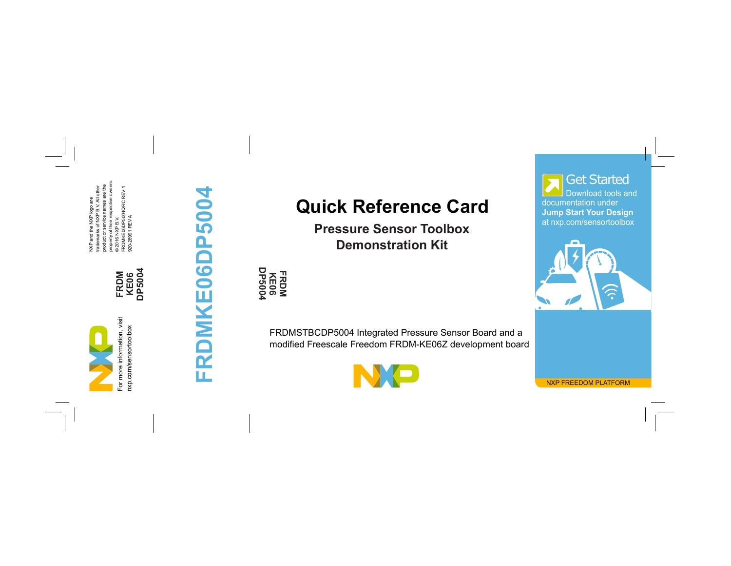# Quick Reference Card

## Pressure Sensor Toolbox Demonstration Kit

FRDM KE06 DP5004

FRDMSTBCDP5004 Integrated Pressure Sensor Board and a modified Freescale Freedom FRDM-KE06Z development board

**Get Started**

Download tools and documentation under **Jump Start Your Design** at nxp.com/sensortoolbox

NXP FREEDOM PLATFORM

FRDMKE06DP5004

FRDM KE06 DP5004

For more information, visit nxp.com/sensortoolbox

NXP and the NXP logo are trademarks of NXP B.V. All other product or service names are the property of their respective owners.
© 2016 NXP B.V.
FRDMKE06DP5004QRC REV 1
920-28991 REV A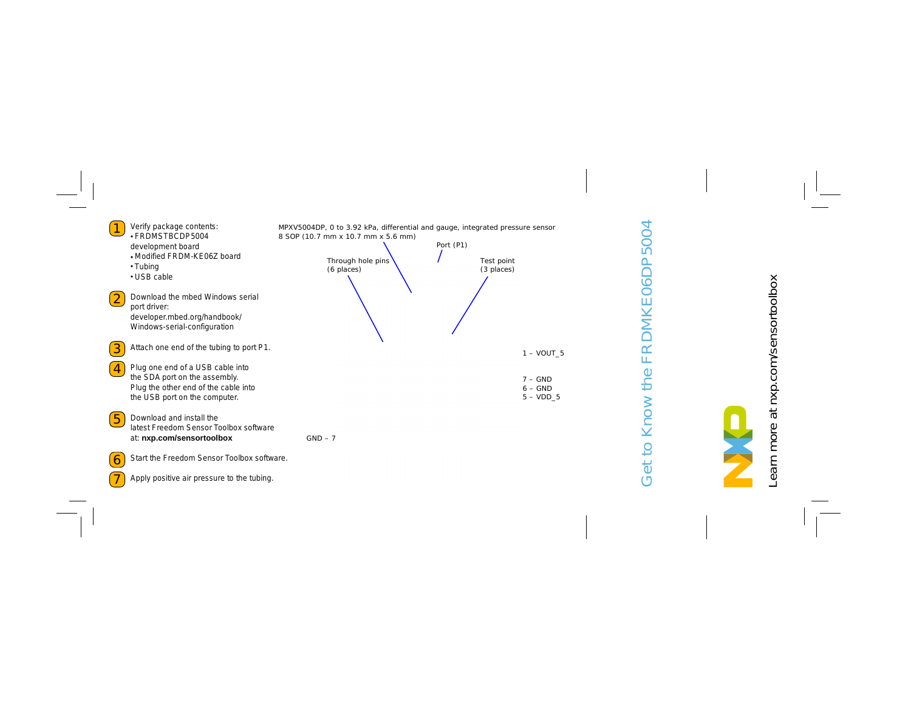1. Verify package contents:
   - FRDMSTBCDP5004 development board
   - Modified FRDM-KE06Z board
   - Tubing
   - USB cable
2. Download the mbed Windows serial port driver: developer.mbed.org/handbook/Windows-serial-configuration
3. Attach one end of the tubing to port P1.
4. Plug one end of a USB cable into the SDA port on the assembly. Plug the other end of the cable into the USB port on the computer.
5. Download and install the latest Freedom Sensor Toolbox software at: **nxp.com/sensortoolbox**
6. Start the Freedom Sensor Toolbox software.
7. Apply positive air pressure to the tubing.

MPXV5004DP, 0 to 3.92 kPa, differential and gauge, integrated pressure sensor
8 SOP (10.7 mm x 10.7 mm x 5.6 mm)

Port (P1)

Through hole pins
(6 places)

Test point
(3 places)

1 – VOUT_5

7 – GND
6 – GND
5 – VDD_5

GND – 7

# Get to Know the FRDMKE06DP5004

Learn more at nxp.com/sensortoolbox